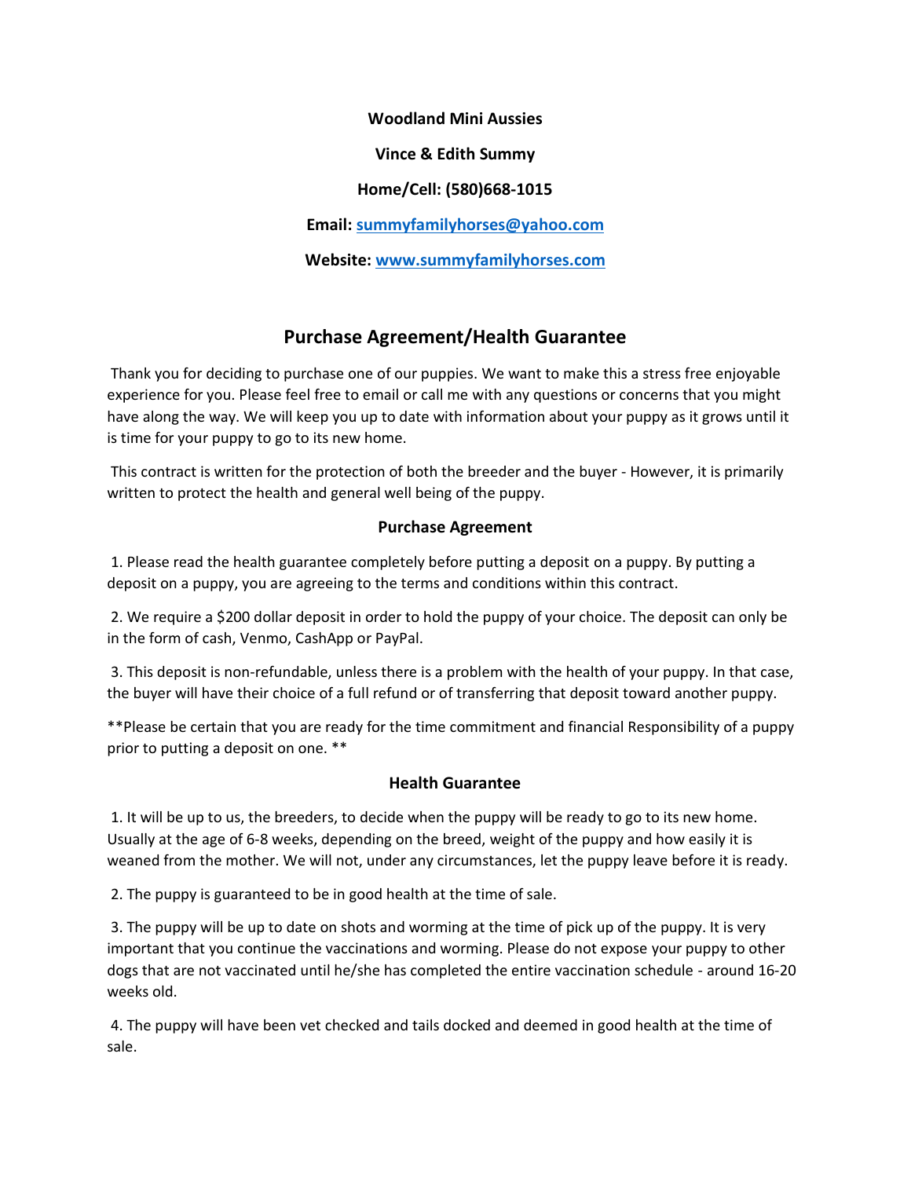**Woodland Mini Aussies**

**Vince & Edith Summy**

**Home/Cell: (580)668-1015**

**Email: [summyfamilyhorses@yahoo.com](mailto:summyfamilyhorses@yahoo.com)**

**Website: [www.summyfamilyhorses.com](http://www.summyfamilyhorses.com)**

## Purchase Agreement/Health Guarantee

Thank you for deciding to purchase one of our puppies. We want to make this a stress free enjoyable experience for you. Please feel free to email or call me with any questions or concerns that you might have along the way. We will keep you up to date with information about your puppy as it grows until it is time for your puppy to go to its new home.

This contract is written for the protection of both the breeder and the buyer - However, it is primarily written to protect the health and general well being of the puppy.

### Purchase Agreement

1. Please read the health guarantee completely before putting a deposit on a puppy. By putting a deposit on a puppy, you are agreeing to the terms and conditions within this contract.

2. We require a $200 dollar deposit in order to hold the puppy of your choice. The deposit can only be in the form of cash, Venmo, CashApp or PayPal.

3. This deposit is non-refundable, unless there is a problem with the health of your puppy. In that case, the buyer will have their choice of a full refund or of transferring that deposit toward another puppy.

**Please be certain that you are ready for the time commitment and financial Responsibility of a puppy prior to putting a deposit on one.**

### Health Guarantee

1. It will be up to us, the breeders, to decide when the puppy will be ready to go to its new home. Usually at the age of 6-8 weeks, depending on the breed, weight of the puppy and how easily it is weaned from the mother. We will not, under any circumstances, let the puppy leave before it is ready.

2. The puppy is guaranteed to be in good health at the time of sale.

3. The puppy will be up to date on shots and worming at the time of pick up of the puppy. It is very important that you continue the vaccinations and worming. Please do not expose your puppy to other dogs that are not vaccinated until he/she has completed the entire vaccination schedule - around 16-20 weeks old.

4. The puppy will have been vet checked and tails docked and deemed in good health at the time of sale.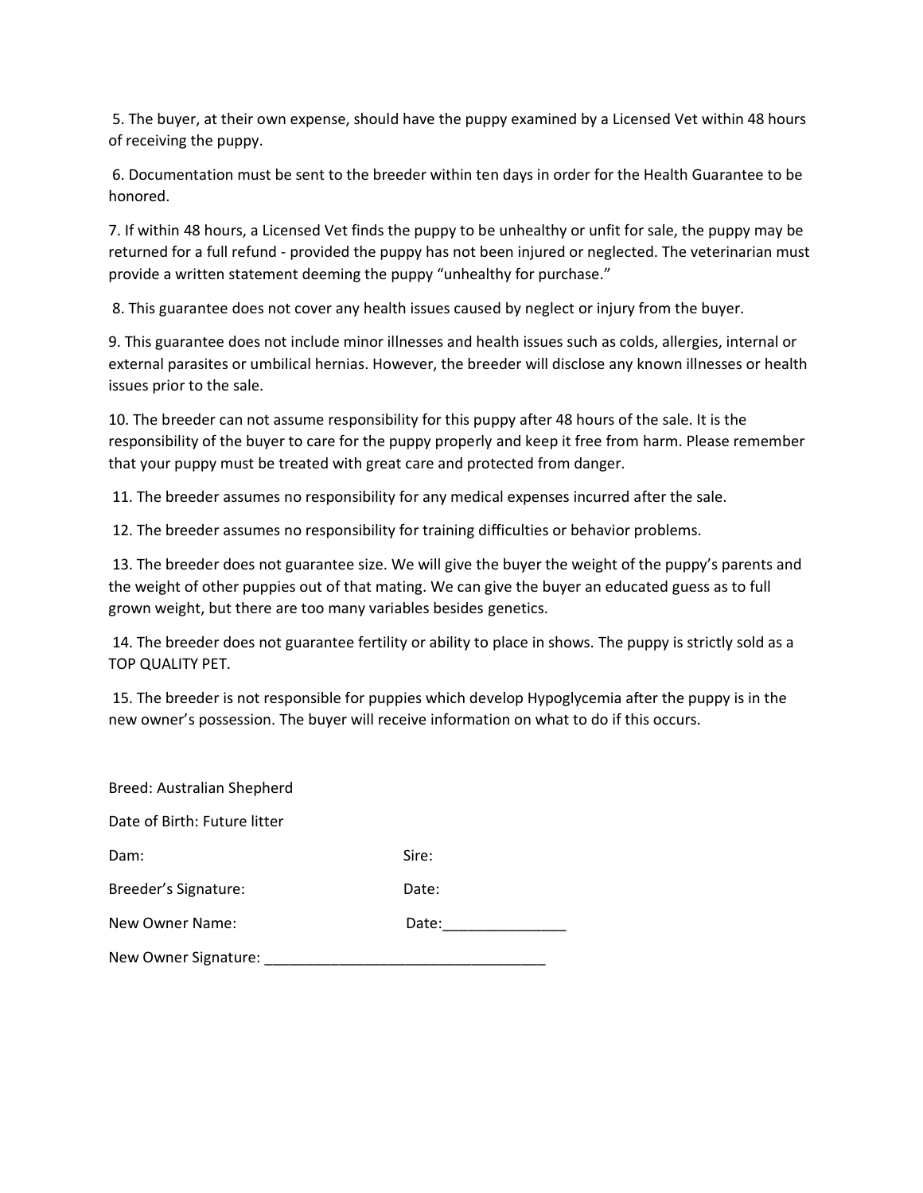5. The buyer, at their own expense, should have the puppy examined by a Licensed Vet within 48 hours of receiving the puppy.

6. Documentation must be sent to the breeder within ten days in order for the Health Guarantee to be honored.

7. If within 48 hours, a Licensed Vet finds the puppy to be unhealthy or unfit for sale, the puppy may be returned for a full refund - provided the puppy has not been injured or neglected. The veterinarian must provide a written statement deeming the puppy "unhealthy for purchase."

8. This guarantee does not cover any health issues caused by neglect or injury from the buyer.

9. This guarantee does not include minor illnesses and health issues such as colds, allergies, internal or external parasites or umbilical hernias. However, the breeder will disclose any known illnesses or health issues prior to the sale.

10. The breeder can not assume responsibility for this puppy after 48 hours of the sale. It is the responsibility of the buyer to care for the puppy properly and keep it free from harm. Please remember that your puppy must be treated with great care and protected from danger.

11. The breeder assumes no responsibility for any medical expenses incurred after the sale.

12. The breeder assumes no responsibility for training difficulties or behavior problems.

13. The breeder does not guarantee size. We will give the buyer the weight of the puppy's parents and the weight of other puppies out of that mating. We can give the buyer an educated guess as to full grown weight, but there are too many variables besides genetics.

14. The breeder does not guarantee fertility or ability to place in shows. The puppy is strictly sold as a TOP QUALITY PET.

15. The breeder is not responsible for puppies which develop Hypoglycemia after the puppy is in the new owner's possession. The buyer will receive information on what to do if this occurs.

Breed: Australian Shepherd

Date of Birth: Future litter

Dam: Sire:

Breeder's Signature: Date:

New Owner Name: Date:_______________

New Owner Signature: __________________________________